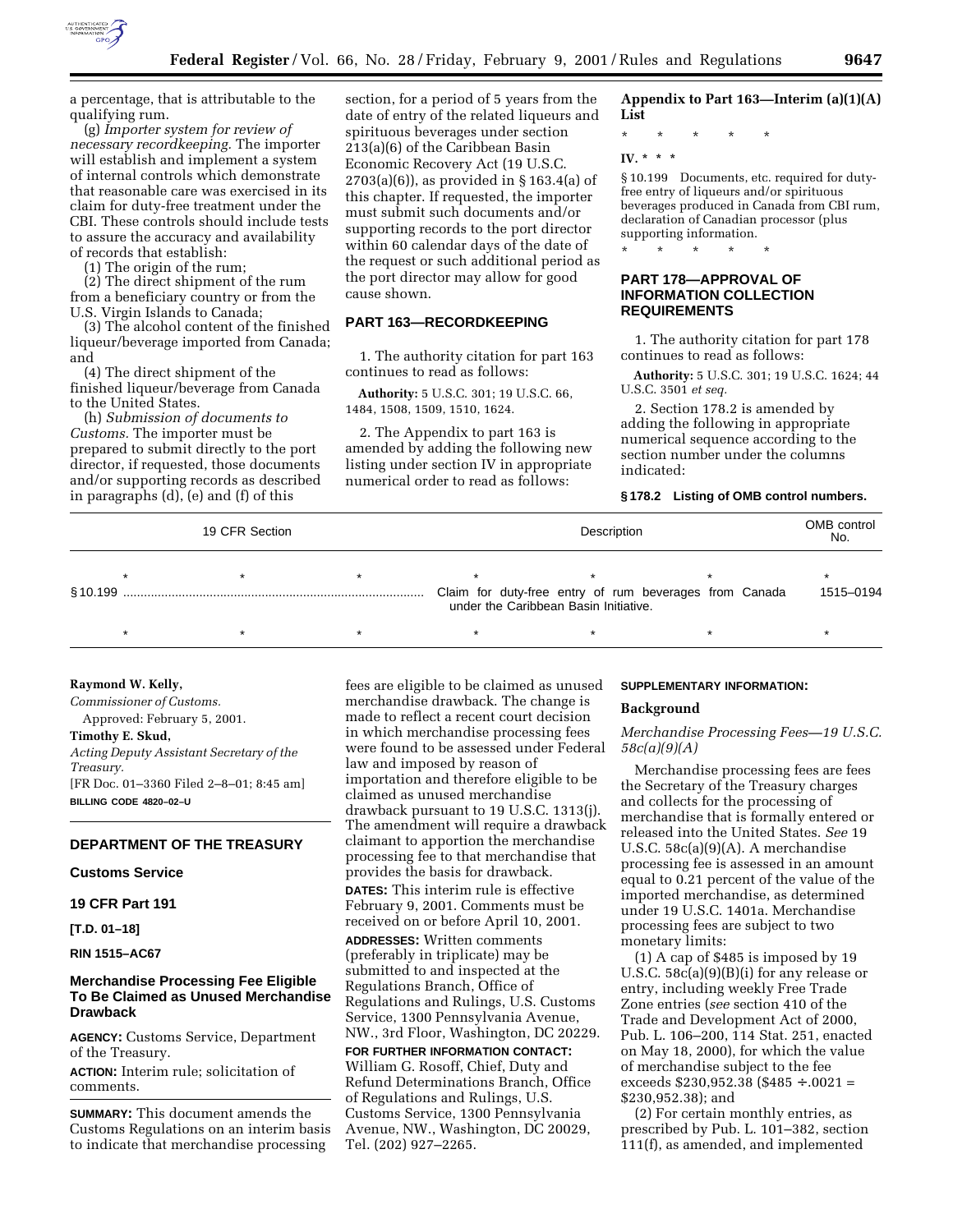a percentage, that is attributable to the qualifying rum.

(g) *Importer system for review of necessary recordkeeping.* The importer will establish and implement a system of internal controls which demonstrate that reasonable care was exercised in its claim for duty-free treatment under the CBI. These controls should include tests to assure the accuracy and availability of records that establish:

(1) The origin of the rum;

(2) The direct shipment of the rum from a beneficiary country or from the U.S. Virgin Islands to Canada;

(3) The alcohol content of the finished liqueur/beverage imported from Canada; and

(4) The direct shipment of the finished liqueur/beverage from Canada to the United States.

(h) *Submission of documents to Customs.* The importer must be prepared to submit directly to the port director, if requested, those documents and/or supporting records as described in paragraphs (d), (e) and (f) of this section, for a period of 5 years from the date of entry of the related liqueurs and spirituous beverages under section 213(a)(6) of the Caribbean Basin Economic Recovery Act (19 U.S.C. 2703(a)(6)), as provided in § 163.4(a) of this chapter. If requested, the importer must submit such documents and/or supporting records to the port director within 60 calendar days of the date of the request or such additional period as the port director may allow for good cause shown.

## PART 163—RECORDKEEPING

1. The authority citation for part 163 continues to read as follows:

**Authority:** 5 U.S.C. 301; 19 U.S.C. 66, 1484, 1508, 1509, 1510, 1624.

2. The Appendix to part 163 is amended by adding the following new listing under section IV in appropriate numerical order to read as follows:

### Appendix to Part 163—Interim (a)(1)(A) List

\* \* \* \* \*

**IV. \* \* \***

§ 10.199 Documents, etc. required for duty-free entry of liqueurs and/or spirituous beverages produced in Canada from CBI rum, declaration of Canadian processor (plus supporting information.

\* \* \* \* \*

## PART 178—APPROVAL OF INFORMATION COLLECTION REQUIREMENTS

1. The authority citation for part 178 continues to read as follows:

**Authority:** 5 U.S.C. 301; 19 U.S.C. 1624; 44 U.S.C. 3501 *et seq.*

2. Section 178.2 is amended by adding the following in appropriate numerical sequence according to the section number under the columns indicated:

**§ 178.2 Listing of OMB control numbers.**

| 19 CFR Section | Description | OMB control No. |
|---|---|---|
| * * * | * * * | * |
| § 10.199 | Claim for duty-free entry of rum beverages from Canada under the Caribbean Basin Initiative. | 1515–0194 |
| * * * | * * * | * |

**Raymond W. Kelly,**

*Commissioner of Customs.*

Approved: February 5, 2001.

**Timothy E. Skud,**

*Acting Deputy Assistant Secretary of the Treasury.*

[FR Doc. 01–3360 Filed 2–8–01; 8:45 am]

**BILLING CODE 4820–02–U**

## DEPARTMENT OF THE TREASURY

### Customs Service

### 19 CFR Part 191

**[T.D. 01–18]**

**RIN 1515–AC67**

### Merchandise Processing Fee Eligible To Be Claimed as Unused Merchandise Drawback

**AGENCY:** Customs Service, Department of the Treasury.

**ACTION:** Interim rule; solicitation of comments.

**SUMMARY:** This document amends the Customs Regulations on an interim basis to indicate that merchandise processing fees are eligible to be claimed as unused merchandise drawback. The change is made to reflect a recent court decision in which merchandise processing fees were found to be assessed under Federal law and imposed by reason of importation and therefore eligible to be claimed as unused merchandise drawback pursuant to 19 U.S.C. 1313(j). The amendment will require a drawback claimant to apportion the merchandise processing fee to that merchandise that provides the basis for drawback.

**DATES:** This interim rule is effective February 9, 2001. Comments must be received on or before April 10, 2001.

**ADDRESSES:** Written comments (preferably in triplicate) may be submitted to and inspected at the Regulations Branch, Office of Regulations and Rulings, U.S. Customs Service, 1300 Pennsylvania Avenue, NW., 3rd Floor, Washington, DC 20229.

**FOR FURTHER INFORMATION CONTACT:** William G. Rosoff, Chief, Duty and Refund Determinations Branch, Office of Regulations and Rulings, U.S. Customs Service, 1300 Pennsylvania Avenue, NW., Washington, DC 20029, Tel. (202) 927–2265.

**SUPPLEMENTARY INFORMATION:**

### Background

*Merchandise Processing Fees—19 U.S.C. 58c(a)(9)(A)*

Merchandise processing fees are fees the Secretary of the Treasury charges and collects for the processing of merchandise that is formally entered or released into the United States. *See* 19 U.S.C. 58c(a)(9)(A). A merchandise processing fee is assessed in an amount equal to 0.21 percent of the value of the imported merchandise, as determined under 19 U.S.C. 1401a. Merchandise processing fees are subject to two monetary limits:

(1) A cap of $485 is imposed by 19 U.S.C. 58c(a)(9)(B)(i) for any release or entry, including weekly Free Trade Zone entries (*see* section 410 of the Trade and Development Act of 2000, Pub. L. 106–200, 114 Stat. 251, enacted on May 18, 2000), for which the value of merchandise subject to the fee exceeds $230,952.38 ($485 ÷.0021 = $230,952.38); and

(2) For certain monthly entries, as prescribed by Pub. L. 101–382, section 111(f), as amended, and implemented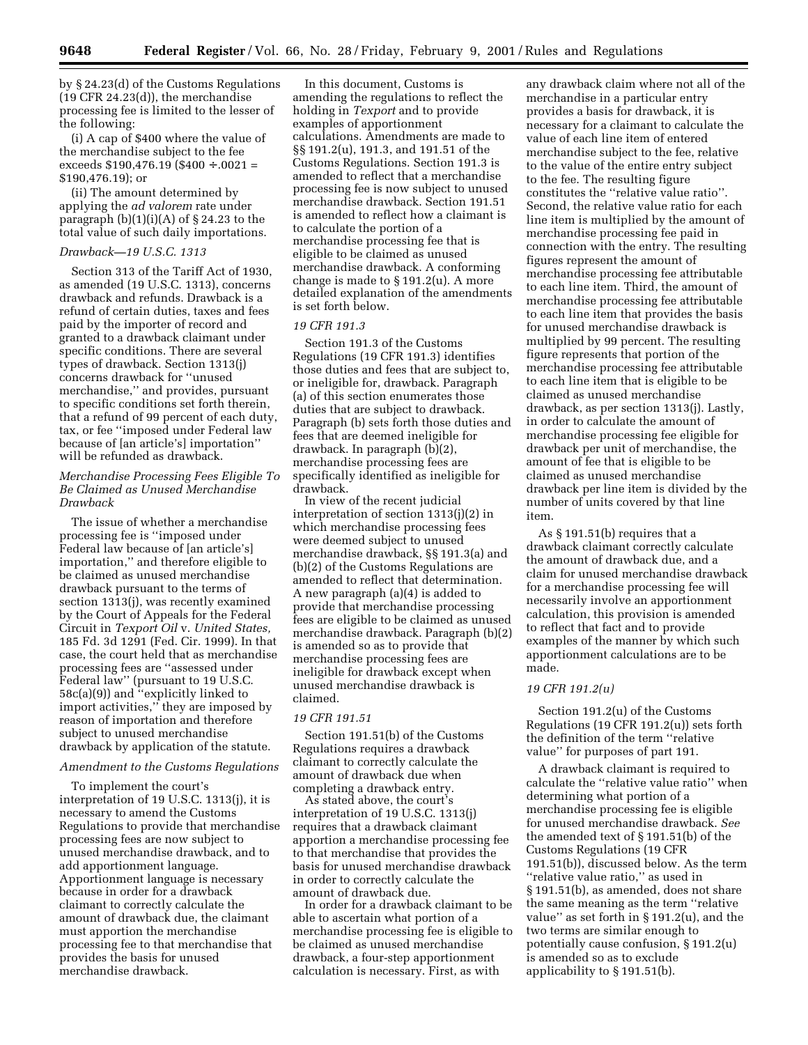by § 24.23(d) of the Customs Regulations (19 CFR 24.23(d)), the merchandise processing fee is limited to the lesser of the following:

(i) A cap of $400 where the value of the merchandise subject to the fee exceeds $190,476.19 ($400 ÷.0021 = $190,476.19); or

(ii) The amount determined by applying the *ad valorem* rate under paragraph (b)(1)(i)(A) of § 24.23 to the total value of such daily importations.

### *Drawback—19 U.S.C. 1313*

Section 313 of the Tariff Act of 1930, as amended (19 U.S.C. 1313), concerns drawback and refunds. Drawback is a refund of certain duties, taxes and fees paid by the importer of record and granted to a drawback claimant under specific conditions. There are several types of drawback. Section 1313(j) concerns drawback for ''unused merchandise,'' and provides, pursuant to specific conditions set forth therein, that a refund of 99 percent of each duty, tax, or fee ''imposed under Federal law because of [an article's] importation'' will be refunded as drawback.

### *Merchandise Processing Fees Eligible To Be Claimed as Unused Merchandise Drawback*

The issue of whether a merchandise processing fee is ''imposed under Federal law because of [an article's] importation,'' and therefore eligible to be claimed as unused merchandise drawback pursuant to the terms of section 1313(j), was recently examined by the Court of Appeals for the Federal Circuit in *Texport Oil* v. *United States,* 185 Fd. 3d 1291 (Fed. Cir. 1999). In that case, the court held that as merchandise processing fees are ''assessed under Federal law'' (pursuant to 19 U.S.C. 58c(a)(9)) and ''explicitly linked to import activities,'' they are imposed by reason of importation and therefore subject to unused merchandise drawback by application of the statute.

### *Amendment to the Customs Regulations*

To implement the court's interpretation of 19 U.S.C. 1313(j), it is necessary to amend the Customs Regulations to provide that merchandise processing fees are now subject to unused merchandise drawback, and to add apportionment language. Apportionment language is necessary because in order for a drawback claimant to correctly calculate the amount of drawback due, the claimant must apportion the merchandise processing fee to that merchandise that provides the basis for unused merchandise drawback.

In this document, Customs is amending the regulations to reflect the holding in *Texport* and to provide examples of apportionment calculations. Amendments are made to §§ 191.2(u), 191.3, and 191.51 of the Customs Regulations. Section 191.3 is amended to reflect that a merchandise processing fee is now subject to unused merchandise drawback. Section 191.51 is amended to reflect how a claimant is to calculate the portion of a merchandise processing fee that is eligible to be claimed as unused merchandise drawback. A conforming change is made to § 191.2(u). A more detailed explanation of the amendments is set forth below.

### *19 CFR 191.3*

Section 191.3 of the Customs Regulations (19 CFR 191.3) identifies those duties and fees that are subject to, or ineligible for, drawback. Paragraph (a) of this section enumerates those duties that are subject to drawback. Paragraph (b) sets forth those duties and fees that are deemed ineligible for drawback. In paragraph (b)(2), merchandise processing fees are specifically identified as ineligible for drawback.

In view of the recent judicial interpretation of section 1313(j)(2) in which merchandise processing fees were deemed subject to unused merchandise drawback, §§ 191.3(a) and (b)(2) of the Customs Regulations are amended to reflect that determination. A new paragraph (a)(4) is added to provide that merchandise processing fees are eligible to be claimed as unused merchandise drawback. Paragraph (b)(2) is amended so as to provide that merchandise processing fees are ineligible for drawback except when unused merchandise drawback is claimed.

### *19 CFR 191.51*

Section 191.51(b) of the Customs Regulations requires a drawback claimant to correctly calculate the amount of drawback due when completing a drawback entry.

As stated above, the court's interpretation of 19 U.S.C. 1313(j) requires that a drawback claimant apportion a merchandise processing fee to that merchandise that provides the basis for unused merchandise drawback in order to correctly calculate the amount of drawback due.

In order for a drawback claimant to be able to ascertain what portion of a merchandise processing fee is eligible to be claimed as unused merchandise drawback, a four-step apportionment calculation is necessary. First, as with any drawback claim where not all of the merchandise in a particular entry provides a basis for drawback, it is necessary for a claimant to calculate the value of each line item of entered merchandise subject to the fee, relative to the value of the entire entry subject to the fee. The resulting figure constitutes the ''relative value ratio''. Second, the relative value ratio for each line item is multiplied by the amount of merchandise processing fee paid in connection with the entry. The resulting figures represent the amount of merchandise processing fee attributable to each line item. Third, the amount of merchandise processing fee attributable to each line item that provides the basis for unused merchandise drawback is multiplied by 99 percent. The resulting figure represents that portion of the merchandise processing fee attributable to each line item that is eligible to be claimed as unused merchandise drawback, as per section 1313(j). Lastly, in order to calculate the amount of merchandise processing fee eligible for drawback per unit of merchandise, the amount of fee that is eligible to be claimed as unused merchandise drawback per line item is divided by the number of units covered by that line item.

As § 191.51(b) requires that a drawback claimant correctly calculate the amount of drawback due, and a claim for unused merchandise drawback for a merchandise processing fee will necessarily involve an apportionment calculation, this provision is amended to reflect that fact and to provide examples of the manner by which such apportionment calculations are to be made.

### *19 CFR 191.2(u)*

Section 191.2(u) of the Customs Regulations (19 CFR 191.2(u)) sets forth the definition of the term ''relative value'' for purposes of part 191.

A drawback claimant is required to calculate the ''relative value ratio'' when determining what portion of a merchandise processing fee is eligible for unused merchandise drawback. *See* the amended text of § 191.51(b) of the Customs Regulations (19 CFR 191.51(b)), discussed below. As the term ''relative value ratio,'' as used in § 191.51(b), as amended, does not share the same meaning as the term ''relative value'' as set forth in § 191.2(u), and the two terms are similar enough to potentially cause confusion, § 191.2(u) is amended so as to exclude applicability to § 191.51(b).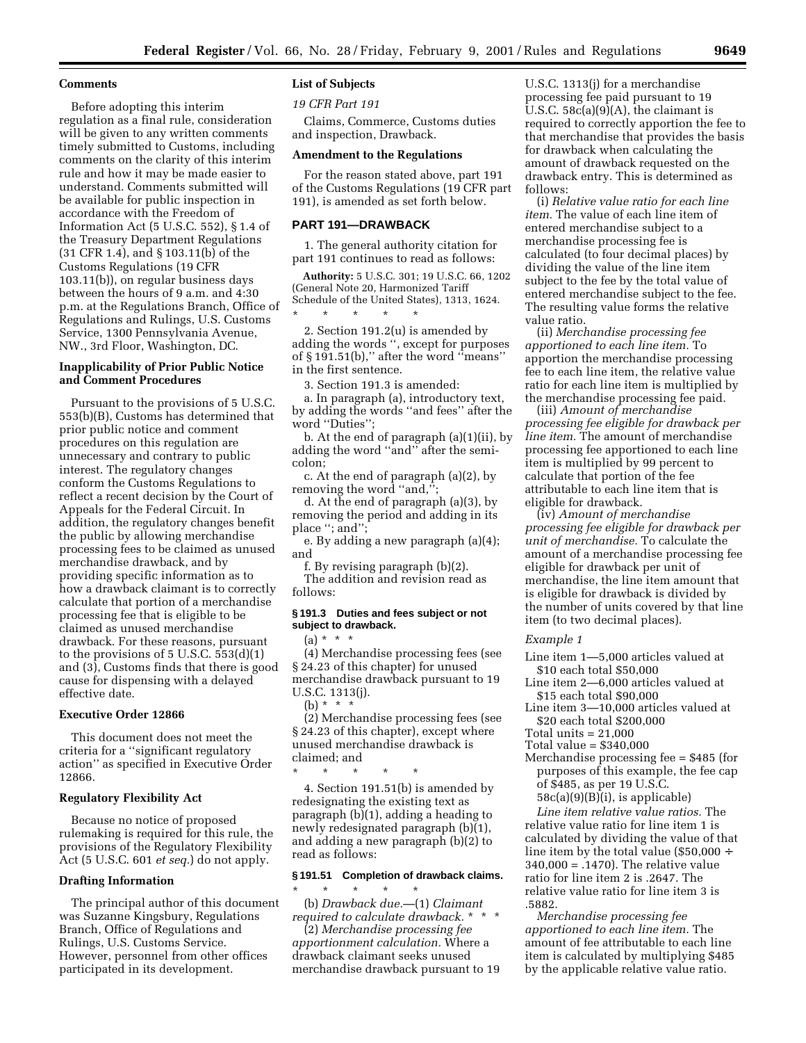**Comments**

Before adopting this interim regulation as a final rule, consideration will be given to any written comments timely submitted to Customs, including comments on the clarity of this interim rule and how it may be made easier to understand. Comments submitted will be available for public inspection in accordance with the Freedom of Information Act (5 U.S.C. 552), § 1.4 of the Treasury Department Regulations (31 CFR 1.4), and § 103.11(b) of the Customs Regulations (19 CFR 103.11(b)), on regular business days between the hours of 9 a.m. and 4:30 p.m. at the Regulations Branch, Office of Regulations and Rulings, U.S. Customs Service, 1300 Pennsylvania Avenue, NW., 3rd Floor, Washington, DC.

**Inapplicability of Prior Public Notice and Comment Procedures**

Pursuant to the provisions of 5 U.S.C. 553(b)(B), Customs has determined that prior public notice and comment procedures on this regulation are unnecessary and contrary to public interest. The regulatory changes conform the Customs Regulations to reflect a recent decision by the Court of Appeals for the Federal Circuit. In addition, the regulatory changes benefit the public by allowing merchandise processing fees to be claimed as unused merchandise drawback, and by providing specific information as to how a drawback claimant is to correctly calculate that portion of a merchandise processing fee that is eligible to be claimed as unused merchandise drawback. For these reasons, pursuant to the provisions of 5 U.S.C. 553(d)(1) and (3), Customs finds that there is good cause for dispensing with a delayed effective date.

**Executive Order 12866**

This document does not meet the criteria for a ''significant regulatory action'' as specified in Executive Order 12866.

**Regulatory Flexibility Act**

Because no notice of proposed rulemaking is required for this rule, the provisions of the Regulatory Flexibility Act (5 U.S.C. 601 *et seq.*) do not apply.

**Drafting Information**

The principal author of this document was Suzanne Kingsbury, Regulations Branch, Office of Regulations and Rulings, U.S. Customs Service. However, personnel from other offices participated in its development.

**List of Subjects**

*19 CFR Part 191*

Claims, Commerce, Customs duties and inspection, Drawback.

**Amendment to the Regulations**

For the reason stated above, part 191 of the Customs Regulations (19 CFR part 191), is amended as set forth below.

## PART 191—DRAWBACK

1. The general authority citation for part 191 continues to read as follows:

**Authority:** 5 U.S.C. 301; 19 U.S.C. 66, 1202 (General Note 20, Harmonized Tariff Schedule of the United States), 1313, 1624.

\* \* \* \* \*

2. Section 191.2(u) is amended by adding the words '', except for purposes of § 191.51(b),'' after the word ''means'' in the first sentence.

3. Section 191.3 is amended:

a. In paragraph (a), introductory text, by adding the words ''and fees'' after the word ''Duties'';

b. At the end of paragraph (a)(1)(ii), by adding the word ''and'' after the semi-colon;

c. At the end of paragraph (a)(2), by removing the word ''and,'';

d. At the end of paragraph (a)(3), by removing the period and adding in its place ''; and'';

e. By adding a new paragraph (a)(4); and

f. By revising paragraph (b)(2).

The addition and revision read as follows:

### § 191.3 Duties and fees subject or not subject to drawback.

(a) \* \* \*

(4) Merchandise processing fees (see § 24.23 of this chapter) for unused merchandise drawback pursuant to 19 U.S.C. 1313(j).

(b) \* \* \*

(2) Merchandise processing fees (see § 24.23 of this chapter), except where unused merchandise drawback is claimed; and

\* \* \* \* \*

4. Section 191.51(b) is amended by redesignating the existing text as paragraph (b)(1), adding a heading to newly redesignated paragraph (b)(1), and adding a new paragraph (b)(2) to read as follows:

### § 191.51 Completion of drawback claims.

\* \* \* \* \*

(b) *Drawback due.*—(1) *Claimant required to calculate drawback.* \* \* \*

(2) *Merchandise processing fee apportionment calculation.* Where a drawback claimant seeks unused merchandise drawback pursuant to 19 U.S.C. 1313(j) for a merchandise processing fee paid pursuant to 19 U.S.C. 58c(a)(9)(A), the claimant is required to correctly apportion the fee to that merchandise that provides the basis for drawback when calculating the amount of drawback requested on the drawback entry. This is determined as follows:

(i) *Relative value ratio for each line item.* The value of each line item of entered merchandise subject to a merchandise processing fee is calculated (to four decimal places) by dividing the value of the line item subject to the fee by the total value of entered merchandise subject to the fee. The resulting value forms the relative value ratio.

(ii) *Merchandise processing fee apportioned to each line item.* To apportion the merchandise processing fee to each line item, the relative value ratio for each line item is multiplied by the merchandise processing fee paid.

(iii) *Amount of merchandise processing fee eligible for drawback per line item.* The amount of merchandise processing fee apportioned to each line item is multiplied by 99 percent to calculate that portion of the fee attributable to each line item that is eligible for drawback.

(iv) *Amount of merchandise processing fee eligible for drawback per unit of merchandise.* To calculate the amount of a merchandise processing fee eligible for drawback per unit of merchandise, the line item amount that is eligible for drawback is divided by the number of units covered by that line item (to two decimal places).

*Example 1*

Line item 1—5,000 articles valued at $10 each total $50,000

Line item 2—6,000 articles valued at $15 each total $90,000

Line item 3—10,000 articles valued at $20 each total $200,000

Total units = 21,000

Total value = $340,000

Merchandise processing fee = $485 (for purposes of this example, the fee cap of $485, as per 19 U.S.C. 58c(a)(9)(B)(i), is applicable)

*Line item relative value ratios.* The relative value ratio for line item 1 is calculated by dividing the value of that line item by the total value ($50,000 ÷ 340,000 = .1470). The relative value ratio for line item 2 is .2647. The relative value ratio for line item 3 is .5882.

*Merchandise processing fee apportioned to each line item.* The amount of fee attributable to each line item is calculated by multiplying $485 by the applicable relative value ratio.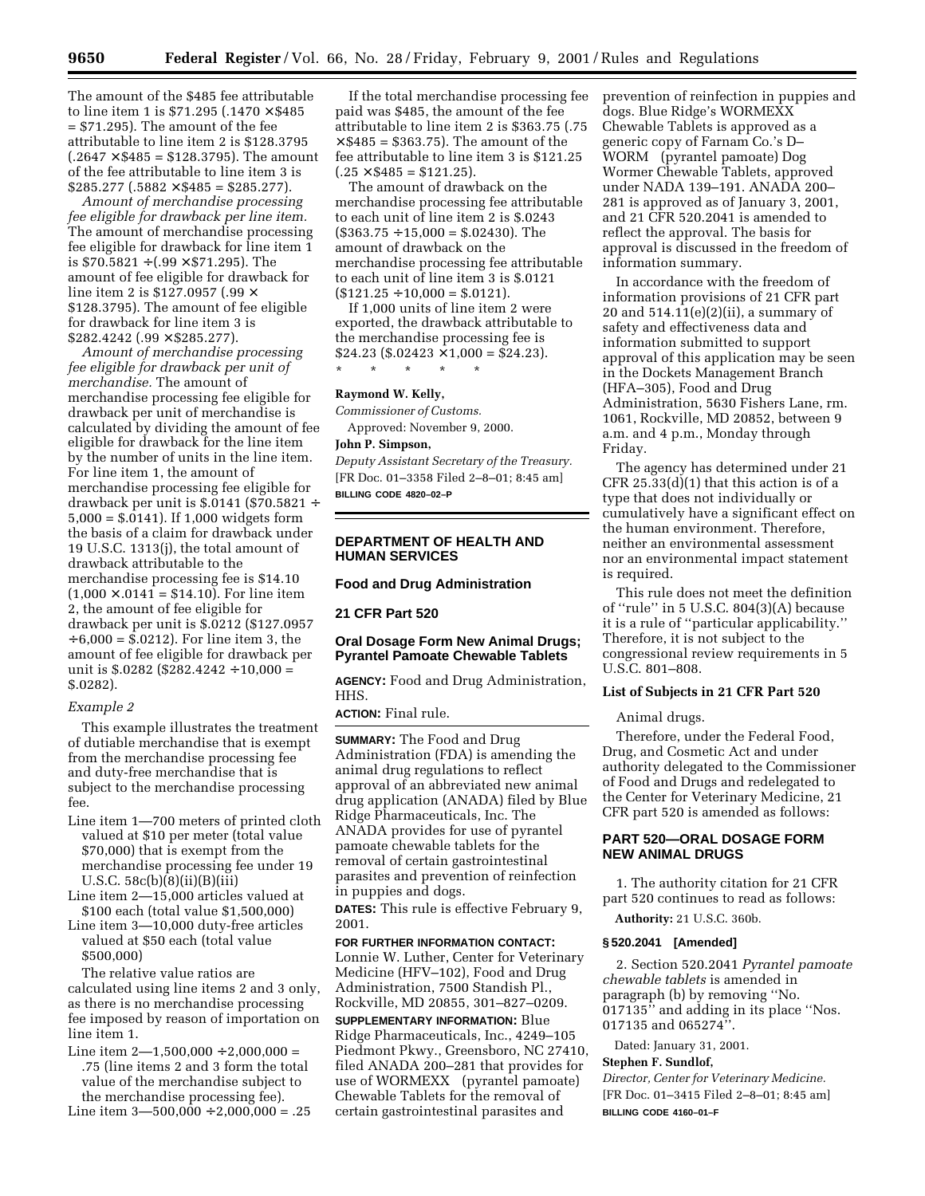The amount of the $485 fee attributable to line item 1 is $71.295 (.1470 × $485 = $71.295). The amount of the fee attributable to line item 2 is $128.3795 (.2647 × $485 = $128.3795). The amount of the fee attributable to line item 3 is $285.277 (.5882 × $485 = $285.277).

*Amount of merchandise processing fee eligible for drawback per line item.* The amount of merchandise processing fee eligible for drawback for line item 1 is $70.5821 ÷ (.99 × $71.295). The amount of fee eligible for drawback for line item 2 is $127.0957 (.99 × $128.3795). The amount of fee eligible for drawback for line item 3 is $282.4242 (.99 × $285.277).

*Amount of merchandise processing fee eligible for drawback per unit of merchandise.* The amount of merchandise processing fee eligible for drawback per unit of merchandise is calculated by dividing the amount of fee eligible for drawback for the line item by the number of units in the line item. For line item 1, the amount of merchandise processing fee eligible for drawback per unit is $.0141 ($70.5821 ÷ 5,000 = $.0141). If 1,000 widgets form the basis of a claim for drawback under 19 U.S.C. 1313(j), the total amount of drawback attributable to the merchandise processing fee is $14.10 (1,000 × .0141 = $14.10). For line item 2, the amount of fee eligible for drawback per unit is $.0212 ($127.0957 ÷ 6,000 = $.0212). For line item 3, the amount of fee eligible for drawback per unit is $.0282 ($282.4242 ÷ 10,000 = $.0282).

*Example 2*

This example illustrates the treatment of dutiable merchandise that is exempt from the merchandise processing fee and duty-free merchandise that is subject to the merchandise processing fee.

Line item 1—700 meters of printed cloth valued at $10 per meter (total value $70,000) that is exempt from the merchandise processing fee under 19 U.S.C. 58c(b)(8)(ii)(B)(iii)

Line item 2—15,000 articles valued at $100 each (total value $1,500,000)

Line item 3—10,000 duty-free articles valued at $50 each (total value $500,000)

The relative value ratios are calculated using line items 2 and 3 only, as there is no merchandise processing fee imposed by reason of importation on line item 1.

Line item 2—1,500,000 ÷ 2,000,000 = .75 (line items 2 and 3 form the total value of the merchandise subject to the merchandise processing fee).

Line item 3—500,000 ÷ 2,000,000 = .25

If the total merchandise processing fee paid was $485, the amount of the fee attributable to line item 2 is $363.75 (.75 × $485 = $363.75). The amount of the fee attributable to line item 3 is $121.25 (.25 × $485 = $121.25).

The amount of drawback on the merchandise processing fee attributable to each unit of line item 2 is $.0243 ($363.75 ÷ 15,000 = $.02430). The amount of drawback on the merchandise processing fee attributable to each unit of line item 3 is $.0121 ($121.25 ÷ 10,000 = $.0121).

If 1,000 units of line item 2 were exported, the drawback attributable to the merchandise processing fee is $24.23 ($.02423 × 1,000 = $24.23).

\* \* \* \* \*

**Raymond W. Kelly,**

*Commissioner of Customs.*

Approved: November 9, 2000.

**John P. Simpson,**

*Deputy Assistant Secretary of the Treasury.*

[FR Doc. 01–3358 Filed 2–8–01; 8:45 am]

**BILLING CODE 4820–02–P**

## DEPARTMENT OF HEALTH AND HUMAN SERVICES

### Food and Drug Administration

### 21 CFR Part 520

### Oral Dosage Form New Animal Drugs; Pyrantel Pamoate Chewable Tablets

**AGENCY:** Food and Drug Administration, HHS.

**ACTION:** Final rule.

**SUMMARY:** The Food and Drug Administration (FDA) is amending the animal drug regulations to reflect approval of an abbreviated new animal drug application (ANADA) filed by Blue Ridge Pharmaceuticals, Inc. The ANADA provides for use of pyrantel pamoate chewable tablets for the removal of certain gastrointestinal parasites and prevention of reinfection in puppies and dogs.

**DATES:** This rule is effective February 9, 2001.

**FOR FURTHER INFORMATION CONTACT:** Lonnie W. Luther, Center for Veterinary Medicine (HFV–102), Food and Drug Administration, 7500 Standish Pl., Rockville, MD 20855, 301–827–0209.

**SUPPLEMENTARY INFORMATION:** Blue Ridge Pharmaceuticals, Inc., 4249–105 Piedmont Pkwy., Greensboro, NC 27410, filed ANADA 200–281 that provides for use of WORMEXX (pyrantel pamoate) Chewable Tablets for the removal of certain gastrointestinal parasites and prevention of reinfection in puppies and dogs. Blue Ridge's WORMEXX Chewable Tablets is approved as a generic copy of Farnam Co.'s D–WORM (pyrantel pamoate) Dog Wormer Chewable Tablets, approved under NADA 139–191. ANADA 200–281 is approved as of January 3, 2001, and 21 CFR 520.2041 is amended to reflect the approval. The basis for approval is discussed in the freedom of information summary.

In accordance with the freedom of information provisions of 21 CFR part 20 and 514.11(e)(2)(ii), a summary of safety and effectiveness data and information submitted to support approval of this application may be seen in the Dockets Management Branch (HFA–305), Food and Drug Administration, 5630 Fishers Lane, rm. 1061, Rockville, MD 20852, between 9 a.m. and 4 p.m., Monday through Friday.

The agency has determined under 21 CFR 25.33(d)(1) that this action is of a type that does not individually or cumulatively have a significant effect on the human environment. Therefore, neither an environmental assessment nor an environmental impact statement is required.

This rule does not meet the definition of ''rule'' in 5 U.S.C. 804(3)(A) because it is a rule of ''particular applicability.'' Therefore, it is not subject to the congressional review requirements in 5 U.S.C. 801–808.

**List of Subjects in 21 CFR Part 520**

Animal drugs.

Therefore, under the Federal Food, Drug, and Cosmetic Act and under authority delegated to the Commissioner of Food and Drugs and redelegated to the Center for Veterinary Medicine, 21 CFR part 520 is amended as follows:

## PART 520—ORAL DOSAGE FORM NEW ANIMAL DRUGS

1. The authority citation for 21 CFR part 520 continues to read as follows:

**Authority:** 21 U.S.C. 360b.

**§ 520.2041 [Amended]**

2. Section 520.2041 *Pyrantel pamoate chewable tablets* is amended in paragraph (b) by removing ''No. 017135'' and adding in its place ''Nos. 017135 and 065274''.

Dated: January 31, 2001.

**Stephen F. Sundlof,**

*Director, Center for Veterinary Medicine.*

[FR Doc. 01–3415 Filed 2–8–01; 8:45 am]

**BILLING CODE 4160–01–F**